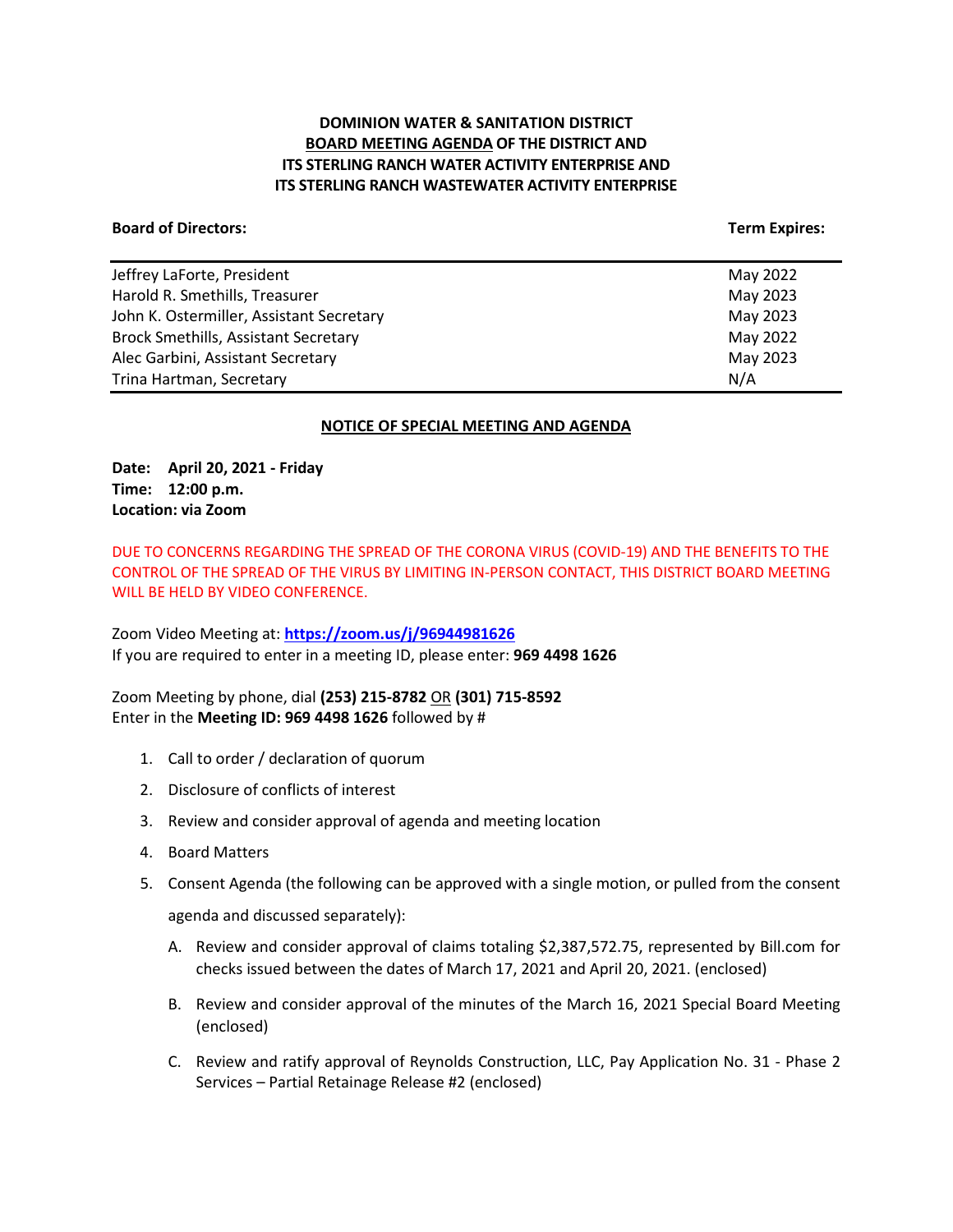**DOMINION WATER & SANITATION DISTRICT**
**BOARD MEETING AGENDA OF THE DISTRICT AND**
**ITS STERLING RANCH WATER ACTIVITY ENTERPRISE AND**
**ITS STERLING RANCH WASTEWATER ACTIVITY ENTERPRISE**

| **Board of Directors:** | **Term Expires:** |
| --- | --- |
| Jeffrey LaForte, President | May 2022 |
| Harold R. Smethills, Treasurer | May 2023 |
| John K. Ostermiller, Assistant Secretary | May 2023 |
| Brock Smethills, Assistant Secretary | May 2022 |
| Alec Garbini, Assistant Secretary | May 2023 |
| Trina Hartman, Secretary | N/A |

**NOTICE OF SPECIAL MEETING AND AGENDA**

**Date: April 20, 2021 - Friday**
**Time: 12:00 p.m.**
**Location: via Zoom**

DUE TO CONCERNS REGARDING THE SPREAD OF THE CORONA VIRUS (COVID-19) AND THE BENEFITS TO THE CONTROL OF THE SPREAD OF THE VIRUS BY LIMITING IN-PERSON CONTACT, THIS DISTRICT BOARD MEETING WILL BE HELD BY VIDEO CONFERENCE.

Zoom Video Meeting at: **https://zoom.us/j/96944981626**
If you are required to enter in a meeting ID, please enter: **969 4498 1626**

Zoom Meeting by phone, dial **(253) 215-8782** OR **(301) 715-8592**
Enter in the **Meeting ID: 969 4498 1626** followed by #

1. Call to order / declaration of quorum
2. Disclosure of conflicts of interest
3. Review and consider approval of agenda and meeting location
4. Board Matters
5. Consent Agenda (the following can be approved with a single motion, or pulled from the consent agenda and discussed separately):
   A. Review and consider approval of claims totaling $2,387,572.75, represented by Bill.com for checks issued between the dates of March 17, 2021 and April 20, 2021. (enclosed)
   B. Review and consider approval of the minutes of the March 16, 2021 Special Board Meeting (enclosed)
   C. Review and ratify approval of Reynolds Construction, LLC, Pay Application No. 31 - Phase 2 Services – Partial Retainage Release #2 (enclosed)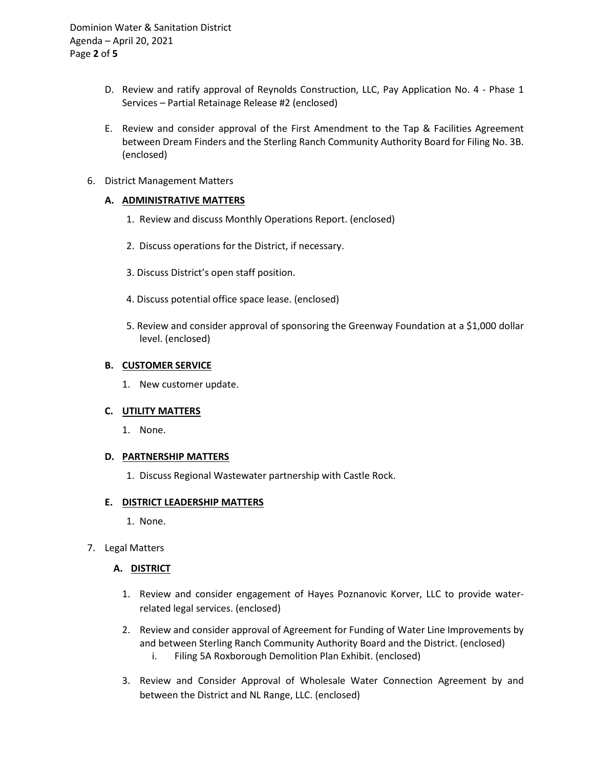D. Review and ratify approval of Reynolds Construction, LLC, Pay Application No. 4 - Phase 1 Services – Partial Retainage Release #2 (enclosed)

E. Review and consider approval of the First Amendment to the Tap & Facilities Agreement between Dream Finders and the Sterling Ranch Community Authority Board for Filing No. 3B. (enclosed)

6. District Management Matters

   **A. ADMINISTRATIVE MATTERS**

   1. Review and discuss Monthly Operations Report. (enclosed)

   2. Discuss operations for the District, if necessary.

   3. Discuss District's open staff position.

   4. Discuss potential office space lease. (enclosed)

   5. Review and consider approval of sponsoring the Greenway Foundation at a $1,000 dollar level. (enclosed)

   **B. CUSTOMER SERVICE**

   1. New customer update.

   **C. UTILITY MATTERS**

   1. None.

   **D. PARTNERSHIP MATTERS**

   1. Discuss Regional Wastewater partnership with Castle Rock.

   **E. DISTRICT LEADERSHIP MATTERS**

   1. None.

7. Legal Matters

   **A. DISTRICT**

   1. Review and consider engagement of Hayes Poznanovic Korver, LLC to provide water-related legal services. (enclosed)

   2. Review and consider approval of Agreement for Funding of Water Line Improvements by and between Sterling Ranch Community Authority Board and the District. (enclosed)
      i. Filing 5A Roxborough Demolition Plan Exhibit. (enclosed)

   3. Review and Consider Approval of Wholesale Water Connection Agreement by and between the District and NL Range, LLC. (enclosed)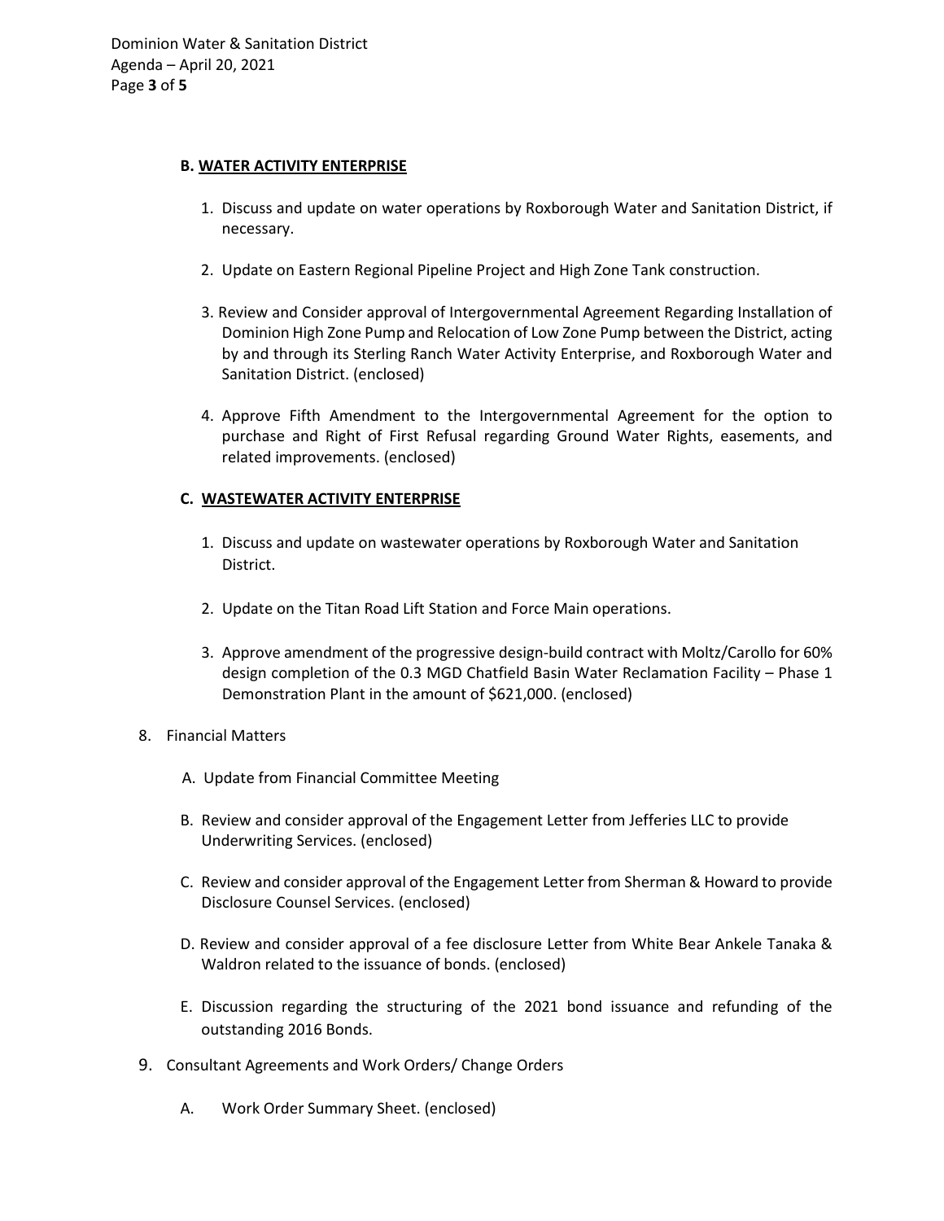**B. WATER ACTIVITY ENTERPRISE**

1. Discuss and update on water operations by Roxborough Water and Sanitation District, if necessary.

2. Update on Eastern Regional Pipeline Project and High Zone Tank construction.

3. Review and Consider approval of Intergovernmental Agreement Regarding Installation of Dominion High Zone Pump and Relocation of Low Zone Pump between the District, acting by and through its Sterling Ranch Water Activity Enterprise, and Roxborough Water and Sanitation District. (enclosed)

4. Approve Fifth Amendment to the Intergovernmental Agreement for the option to purchase and Right of First Refusal regarding Ground Water Rights, easements, and related improvements. (enclosed)

**C. WASTEWATER ACTIVITY ENTERPRISE**

1. Discuss and update on wastewater operations by Roxborough Water and Sanitation District.

2. Update on the Titan Road Lift Station and Force Main operations.

3. Approve amendment of the progressive design-build contract with Moltz/Carollo for 60% design completion of the 0.3 MGD Chatfield Basin Water Reclamation Facility – Phase 1 Demonstration Plant in the amount of $621,000. (enclosed)

8. Financial Matters

   A. Update from Financial Committee Meeting

   B. Review and consider approval of the Engagement Letter from Jefferies LLC to provide Underwriting Services. (enclosed)

   C. Review and consider approval of the Engagement Letter from Sherman & Howard to provide Disclosure Counsel Services. (enclosed)

   D. Review and consider approval of a fee disclosure Letter from White Bear Ankele Tanaka & Waldron related to the issuance of bonds. (enclosed)

   E. Discussion regarding the structuring of the 2021 bond issuance and refunding of the outstanding 2016 Bonds.

9. Consultant Agreements and Work Orders/ Change Orders

   A. Work Order Summary Sheet. (enclosed)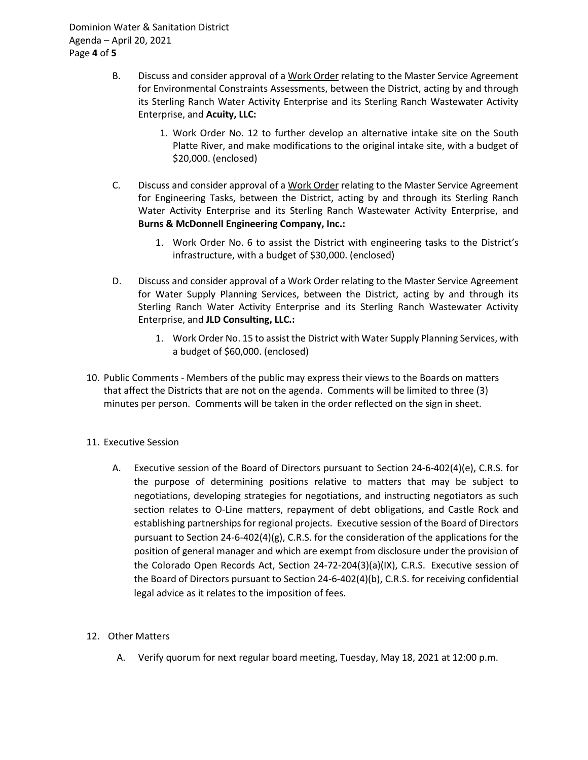B. Discuss and consider approval of a Work Order relating to the Master Service Agreement for Environmental Constraints Assessments, between the District, acting by and through its Sterling Ranch Water Activity Enterprise and its Sterling Ranch Wastewater Activity Enterprise, and **Acuity, LLC:**

   1. Work Order No. 12 to further develop an alternative intake site on the South Platte River, and make modifications to the original intake site, with a budget of $20,000. (enclosed)

C. Discuss and consider approval of a Work Order relating to the Master Service Agreement for Engineering Tasks, between the District, acting by and through its Sterling Ranch Water Activity Enterprise and its Sterling Ranch Wastewater Activity Enterprise, and **Burns & McDonnell Engineering Company, Inc.:**

   1. Work Order No. 6 to assist the District with engineering tasks to the District's infrastructure, with a budget of $30,000. (enclosed)

D. Discuss and consider approval of a Work Order relating to the Master Service Agreement for Water Supply Planning Services, between the District, acting by and through its Sterling Ranch Water Activity Enterprise and its Sterling Ranch Wastewater Activity Enterprise, and **JLD Consulting, LLC.:**

   1. Work Order No. 15 to assist the District with Water Supply Planning Services, with a budget of $60,000. (enclosed)

10. Public Comments - Members of the public may express their views to the Boards on matters that affect the Districts that are not on the agenda. Comments will be limited to three (3) minutes per person. Comments will be taken in the order reflected on the sign in sheet.

11. Executive Session

   A. Executive session of the Board of Directors pursuant to Section 24-6-402(4)(e), C.R.S. for the purpose of determining positions relative to matters that may be subject to negotiations, developing strategies for negotiations, and instructing negotiators as such section relates to O-Line matters, repayment of debt obligations, and Castle Rock and establishing partnerships for regional projects. Executive session of the Board of Directors pursuant to Section 24-6-402(4)(g), C.R.S. for the consideration of the applications for the position of general manager and which are exempt from disclosure under the provision of the Colorado Open Records Act, Section 24-72-204(3)(a)(IX), C.R.S. Executive session of the Board of Directors pursuant to Section 24-6-402(4)(b), C.R.S. for receiving confidential legal advice as it relates to the imposition of fees.

12. Other Matters

   A. Verify quorum for next regular board meeting, Tuesday, May 18, 2021 at 12:00 p.m.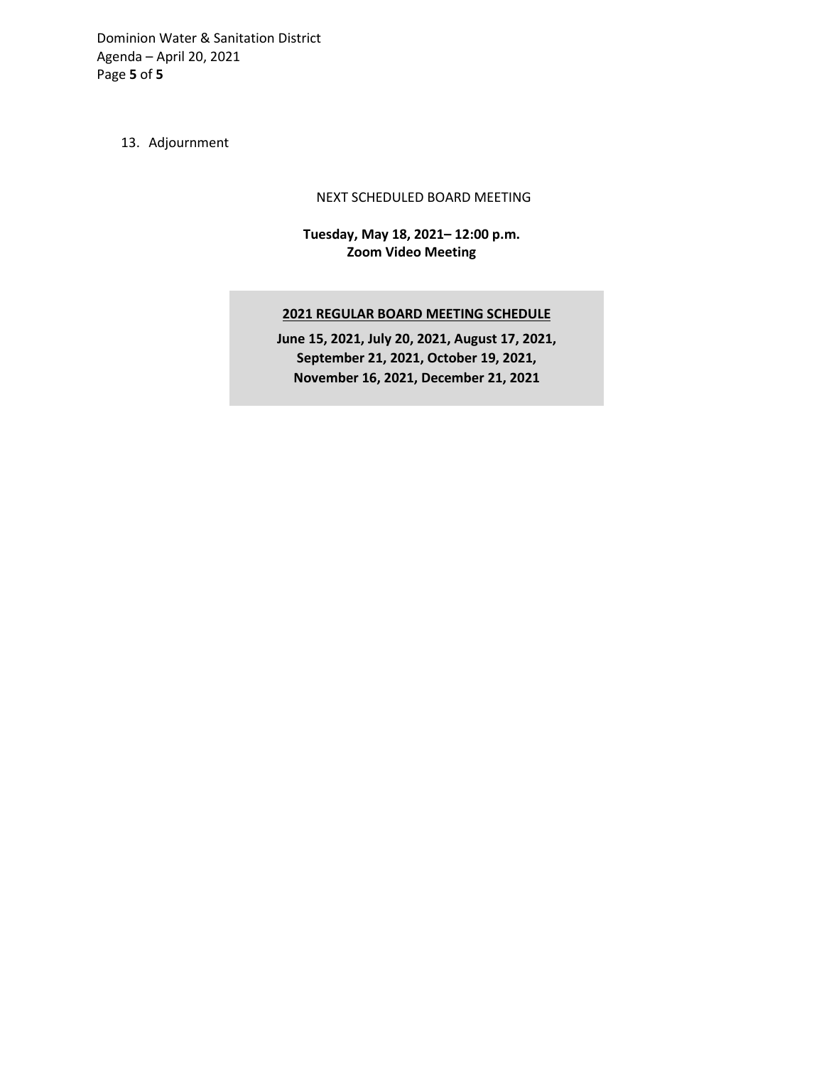13. Adjournment

NEXT SCHEDULED BOARD MEETING

**Tuesday, May 18, 2021– 12:00 p.m.**
**Zoom Video Meeting**

**2021 REGULAR BOARD MEETING SCHEDULE**

**June 15, 2021, July 20, 2021, August 17, 2021,**
**September 21, 2021, October 19, 2021,**
**November 16, 2021, December 21, 2021**